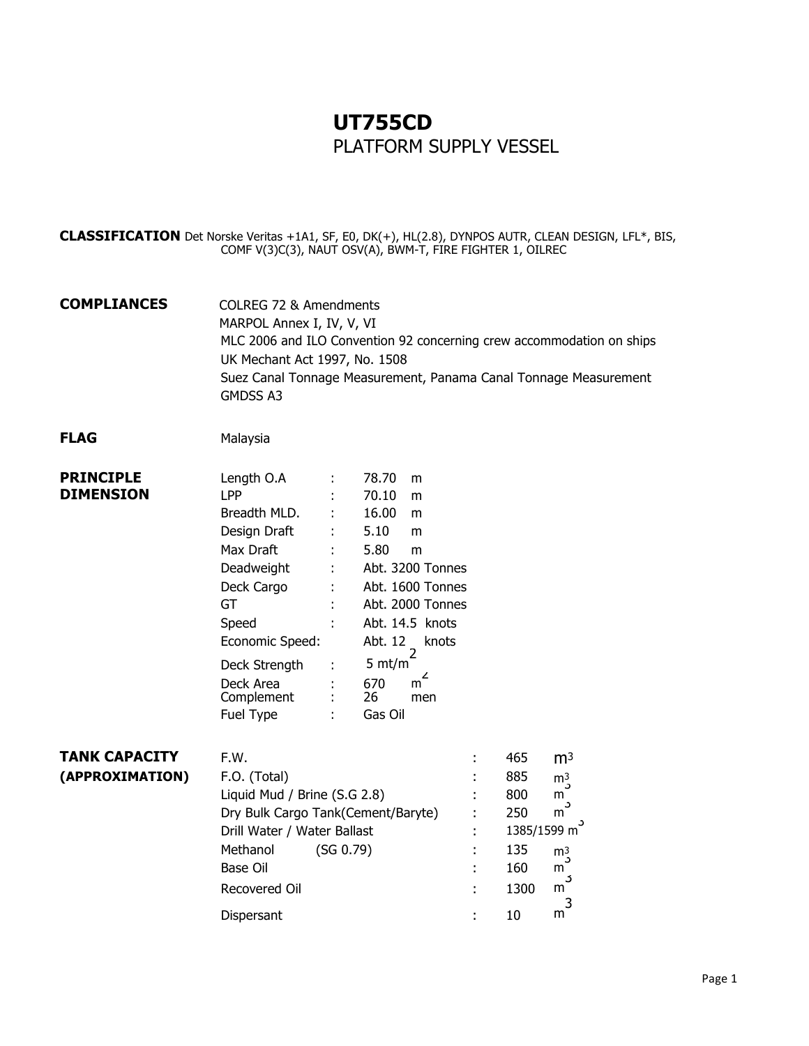# UT755CD

## PLATFORM SUPPLY VESSEL

**CLASSIFICATION** Det Norske Veritas +1A1, SF, E0, DK(+), HL(2.8), DYNPOS AUTR, CLEAN DESIGN, LFL*, BIS, COMF V(3)C(3), NAUT OSV(A), BWM-T, FIRE FIGHTER 1, OILREC

**COMPLIANCES**

COLREG 72 & Amendments
MARPOL Annex I, IV, V, VI
MLC 2006 and ILO Convention 92 concerning crew accommodation on ships
UK Mechant Act 1997, No. 1508
Suez Canal Tonnage Measurement, Panama Canal Tonnage Measurement
GMDSS A3

**FLAG** Malaysia

**PRINCIPLE DIMENSION**

| | | |
|---|---|---|
| Length O.A | : | 78.70 m |
| LPP | : | 70.10 m |
| Breadth MLD. | : | 16.00 m |
| Design Draft | : | 5.10 m |
| Max Draft | : | 5.80 m |
| Deadweight | : | Abt. 3200 Tonnes |
| Deck Cargo | : | Abt. 1600 Tonnes |
| GT | : | Abt. 2000 Tonnes |
| Speed | : | Abt. 14.5 knots |
| Economic Speed: | | Abt. 12 knots |
| Deck Strength | : | 5 mt/$m^2$ |
| Deck Area | : | 670 $m^2$ |
| Complement | : | 26 men |
| Fuel Type | : | Gas Oil |

**TANK CAPACITY (APPROXIMATION)**

| | | |
|---|---|---|
| F.W. | : | 465 $m^3$ |
| F.O. (Total) | : | 885 $m^3$ |
| Liquid Mud / Brine (S.G 2.8) | : | 800 $m^3$ |
| Dry Bulk Cargo Tank(Cement/Baryte) | : | 250 $m^3$ |
| Drill Water / Water Ballast | : | 1385/1599 $m^3$ |
| Methanol (SG 0.79) | : | 135 $m^3$ |
| Base Oil | : | 160 $m^3$ |
| Recovered Oil | : | 1300 $m^3$ |
| Dispersant | : | 10 $m^3$ |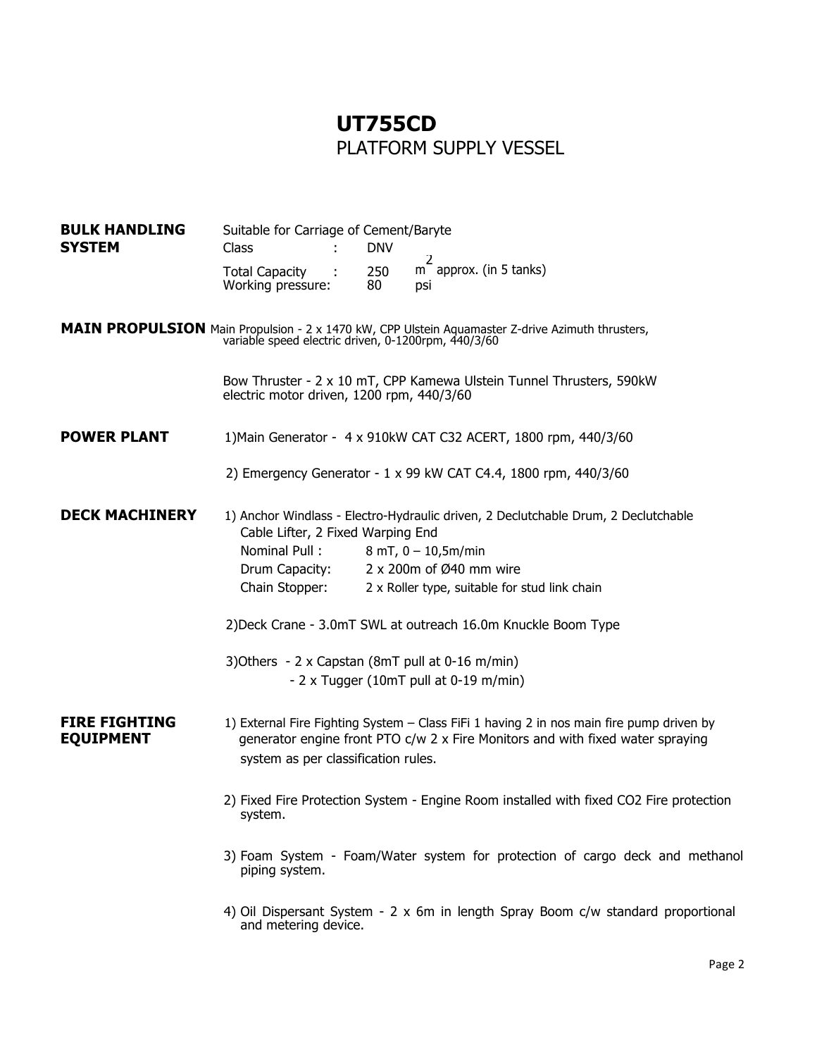# UT755CD

## PLATFORM SUPPLY VESSEL

**BULK HANDLING SYSTEM**

Suitable for Carriage of Cement/Baryte

| | | |
|---|---|---|
| Class | : | DNV |
| Total Capacity | : | 250 $m^2$ approx. (in 5 tanks) |
| Working pressure: | | 80 psi |

**MAIN PROPULSION**

Main Propulsion - 2 x 1470 kW, CPP Ulstein Aquamaster Z-drive Azimuth thrusters, variable speed electric driven, 0-1200rpm, 440/3/60

Bow Thruster - 2 x 10 mT, CPP Kamewa Ulstein Tunnel Thrusters, 590kW electric motor driven, 1200 rpm, 440/3/60

**POWER PLANT**

1) Main Generator - 4 x 910kW CAT C32 ACERT, 1800 rpm, 440/3/60

2) Emergency Generator - 1 x 99 kW CAT C4.4, 1800 rpm, 440/3/60

**DECK MACHINERY**

1) Anchor Windlass - Electro-Hydraulic driven, 2 Declutchable Drum, 2 Declutchable Cable Lifter, 2 Fixed Warping End

| | |
|---|---|
| Nominal Pull : | 8 mT, 0 – 10,5m/min |
| Drum Capacity: | 2 x 200m of Ø40 mm wire |
| Chain Stopper: | 2 x Roller type, suitable for stud link chain |

2) Deck Crane - 3.0mT SWL at outreach 16.0m Knuckle Boom Type

3) Others - 2 x Capstan (8mT pull at 0-16 m/min)
- 2 x Tugger (10mT pull at 0-19 m/min)

**FIRE FIGHTING EQUIPMENT**

1) External Fire Fighting System – Class FiFi 1 having 2 in nos main fire pump driven by generator engine front PTO c/w 2 x Fire Monitors and with fixed water spraying system as per classification rules.

2) Fixed Fire Protection System - Engine Room installed with fixed CO2 Fire protection system.

3) Foam System - Foam/Water system for protection of cargo deck and methanol piping system.

4) Oil Dispersant System - 2 x 6m in length Spray Boom c/w standard proportional and metering device.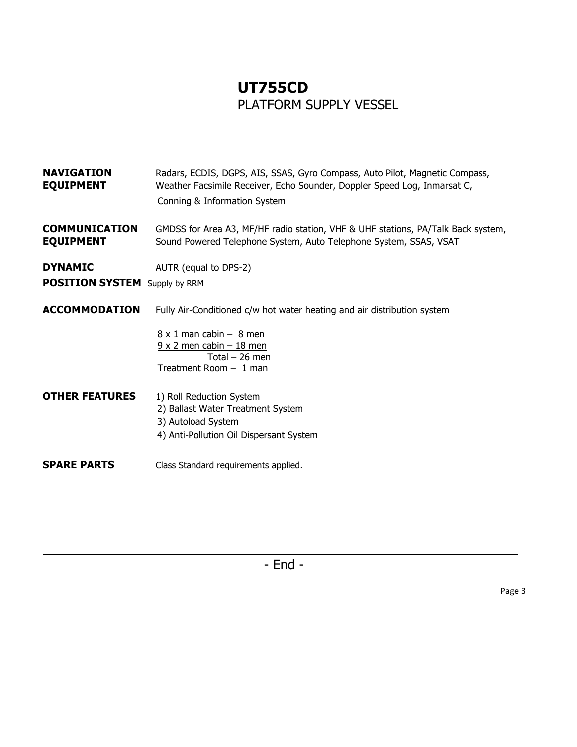# UT755CD

## PLATFORM SUPPLY VESSEL

| | |
|---|---|
| **NAVIGATION EQUIPMENT** | Radars, ECDIS, DGPS, AIS, SSAS, Gyro Compass, Auto Pilot, Magnetic Compass, Weather Facsimile Receiver, Echo Sounder, Doppler Speed Log, Inmarsat C, Conning & Information System |
| **COMMUNICATION EQUIPMENT** | GMDSS for Area A3, MF/HF radio station, VHF & UHF stations, PA/Talk Back system, Sound Powered Telephone System, Auto Telephone System, SSAS, VSAT |
| **DYNAMIC POSITION SYSTEM** | AUTR (equal to DPS-2) Supply by RRM |
| **ACCOMMODATION** | Fully Air-Conditioned c/w hot water heating and air distribution system<br><br>8 x 1 man cabin – 8 men<br>9 x 2 men cabin – 18 men<br>Total – 26 men<br>Treatment Room – 1 man |
| **OTHER FEATURES** | 1) Roll Reduction System<br>2) Ballast Water Treatment System<br>3) Autoload System<br>4) Anti-Pollution Oil Dispersant System |
| **SPARE PARTS** | Class Standard requirements applied. |

- End -